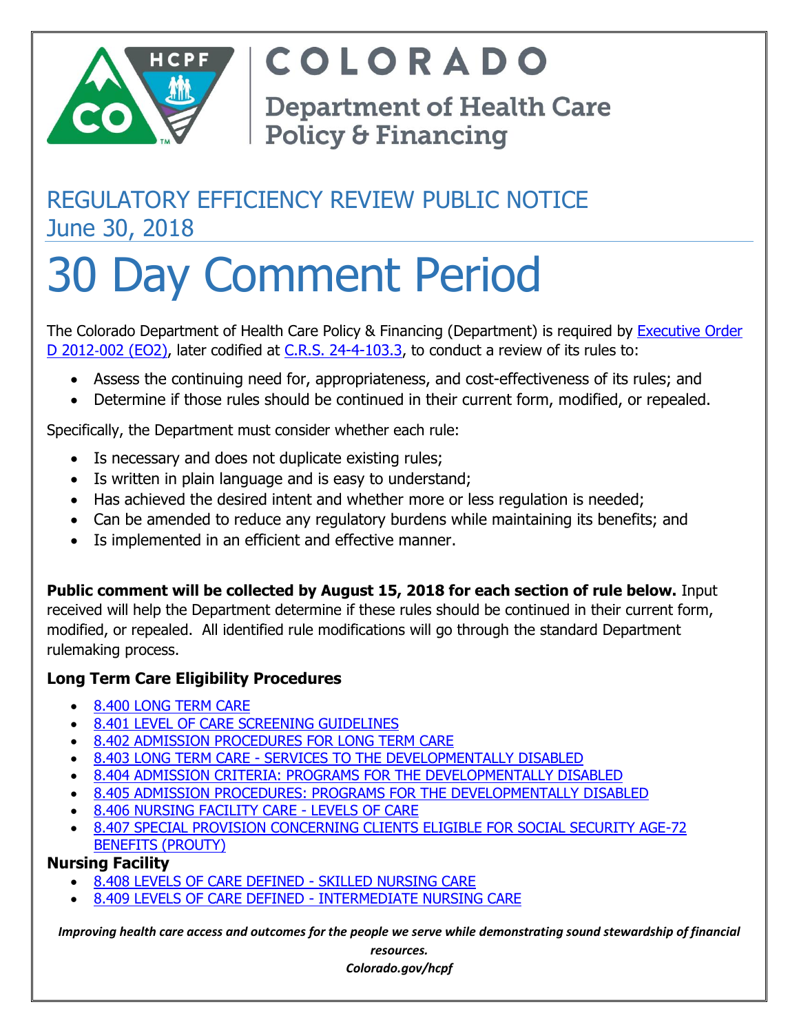# COLORADO

## Department of Health Care Policy & Financing

## REGULATORY EFFICIENCY REVIEW PUBLIC NOTICE
## June 30, 2018

# 30 Day Comment Period

The Colorado Department of Health Care Policy & Financing (Department) is required by Executive Order D 2012-002 (EO2), later codified at C.R.S. 24-4-103.3, to conduct a review of its rules to:

- Assess the continuing need for, appropriateness, and cost-effectiveness of its rules; and
- Determine if those rules should be continued in their current form, modified, or repealed.

Specifically, the Department must consider whether each rule:

- Is necessary and does not duplicate existing rules;
- Is written in plain language and is easy to understand;
- Has achieved the desired intent and whether more or less regulation is needed;
- Can be amended to reduce any regulatory burdens while maintaining its benefits; and
- Is implemented in an efficient and effective manner.

**Public comment will be collected by August 15, 2018 for each section of rule below.** Input received will help the Department determine if these rules should be continued in their current form, modified, or repealed. All identified rule modifications will go through the standard Department rulemaking process.

### Long Term Care Eligibility Procedures

- 8.400 LONG TERM CARE
- 8.401 LEVEL OF CARE SCREENING GUIDELINES
- 8.402 ADMISSION PROCEDURES FOR LONG TERM CARE
- 8.403 LONG TERM CARE - SERVICES TO THE DEVELOPMENTALLY DISABLED
- 8.404 ADMISSION CRITERIA: PROGRAMS FOR THE DEVELOPMENTALLY DISABLED
- 8.405 ADMISSION PROCEDURES: PROGRAMS FOR THE DEVELOPMENTALLY DISABLED
- 8.406 NURSING FACILITY CARE - LEVELS OF CARE
- 8.407 SPECIAL PROVISION CONCERNING CLIENTS ELIGIBLE FOR SOCIAL SECURITY AGE-72 BENEFITS (PROUTY)

### Nursing Facility

- 8.408 LEVELS OF CARE DEFINED - SKILLED NURSING CARE
- 8.409 LEVELS OF CARE DEFINED - INTERMEDIATE NURSING CARE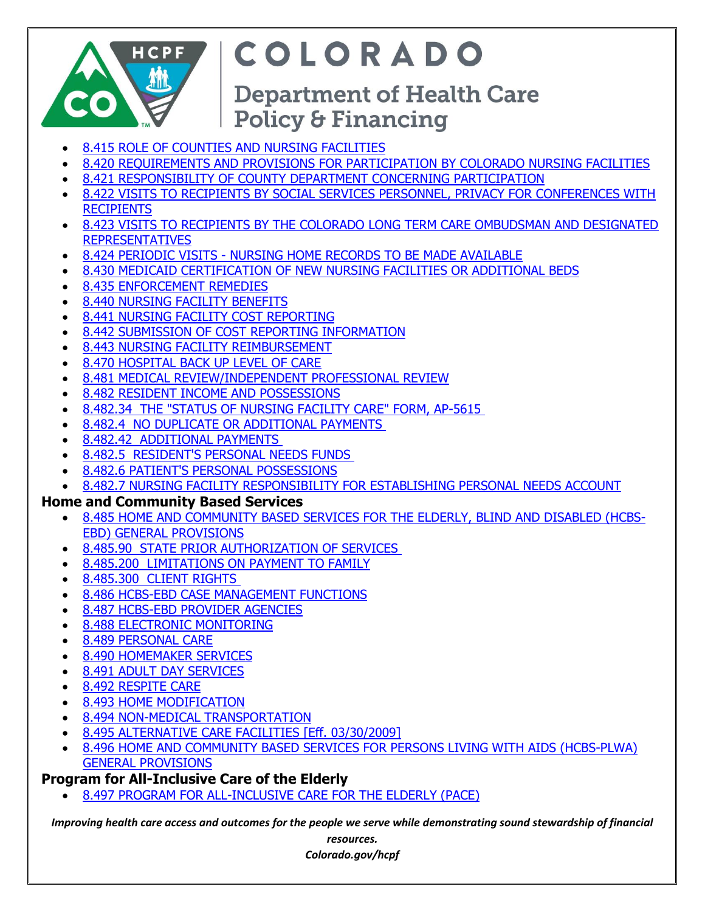- 8.415 ROLE OF COUNTIES AND NURSING FACILITIES
- 8.420 REQUIREMENTS AND PROVISIONS FOR PARTICIPATION BY COLORADO NURSING FACILITIES
- 8.421 RESPONSIBILITY OF COUNTY DEPARTMENT CONCERNING PARTICIPATION
- 8.422 VISITS TO RECIPIENTS BY SOCIAL SERVICES PERSONNEL, PRIVACY FOR CONFERENCES WITH RECIPIENTS
- 8.423 VISITS TO RECIPIENTS BY THE COLORADO LONG TERM CARE OMBUDSMAN AND DESIGNATED REPRESENTATIVES
- 8.424 PERIODIC VISITS - NURSING HOME RECORDS TO BE MADE AVAILABLE
- 8.430 MEDICAID CERTIFICATION OF NEW NURSING FACILITIES OR ADDITIONAL BEDS
- 8.435 ENFORCEMENT REMEDIES
- 8.440 NURSING FACILITY BENEFITS
- 8.441 NURSING FACILITY COST REPORTING
- 8.442 SUBMISSION OF COST REPORTING INFORMATION
- 8.443 NURSING FACILITY REIMBURSEMENT
- 8.470 HOSPITAL BACK UP LEVEL OF CARE
- 8.481 MEDICAL REVIEW/INDEPENDENT PROFESSIONAL REVIEW
- 8.482 RESIDENT INCOME AND POSSESSIONS
- 8.482.34 THE "STATUS OF NURSING FACILITY CARE" FORM, AP-5615
- 8.482.4 NO DUPLICATE OR ADDITIONAL PAYMENTS
- 8.482.42 ADDITIONAL PAYMENTS
- 8.482.5 RESIDENT'S PERSONAL NEEDS FUNDS
- 8.482.6 PATIENT'S PERSONAL POSSESSIONS
- 8.482.7 NURSING FACILITY RESPONSIBILITY FOR ESTABLISHING PERSONAL NEEDS ACCOUNT

**Home and Community Based Services**

- 8.485 HOME AND COMMUNITY BASED SERVICES FOR THE ELDERLY, BLIND AND DISABLED (HCBS-EBD) GENERAL PROVISIONS
- 8.485.90 STATE PRIOR AUTHORIZATION OF SERVICES
- 8.485.200 LIMITATIONS ON PAYMENT TO FAMILY
- 8.485.300 CLIENT RIGHTS
- 8.486 HCBS-EBD CASE MANAGEMENT FUNCTIONS
- 8.487 HCBS-EBD PROVIDER AGENCIES
- 8.488 ELECTRONIC MONITORING
- 8.489 PERSONAL CARE
- 8.490 HOMEMAKER SERVICES
- 8.491 ADULT DAY SERVICES
- 8.492 RESPITE CARE
- 8.493 HOME MODIFICATION
- 8.494 NON-MEDICAL TRANSPORTATION
- 8.495 ALTERNATIVE CARE FACILITIES [Eff. 03/30/2009]
- 8.496 HOME AND COMMUNITY BASED SERVICES FOR PERSONS LIVING WITH AIDS (HCBS-PLWA) GENERAL PROVISIONS

**Program for All-Inclusive Care of the Elderly**

- 8.497 PROGRAM FOR ALL-INCLUSIVE CARE FOR THE ELDERLY (PACE)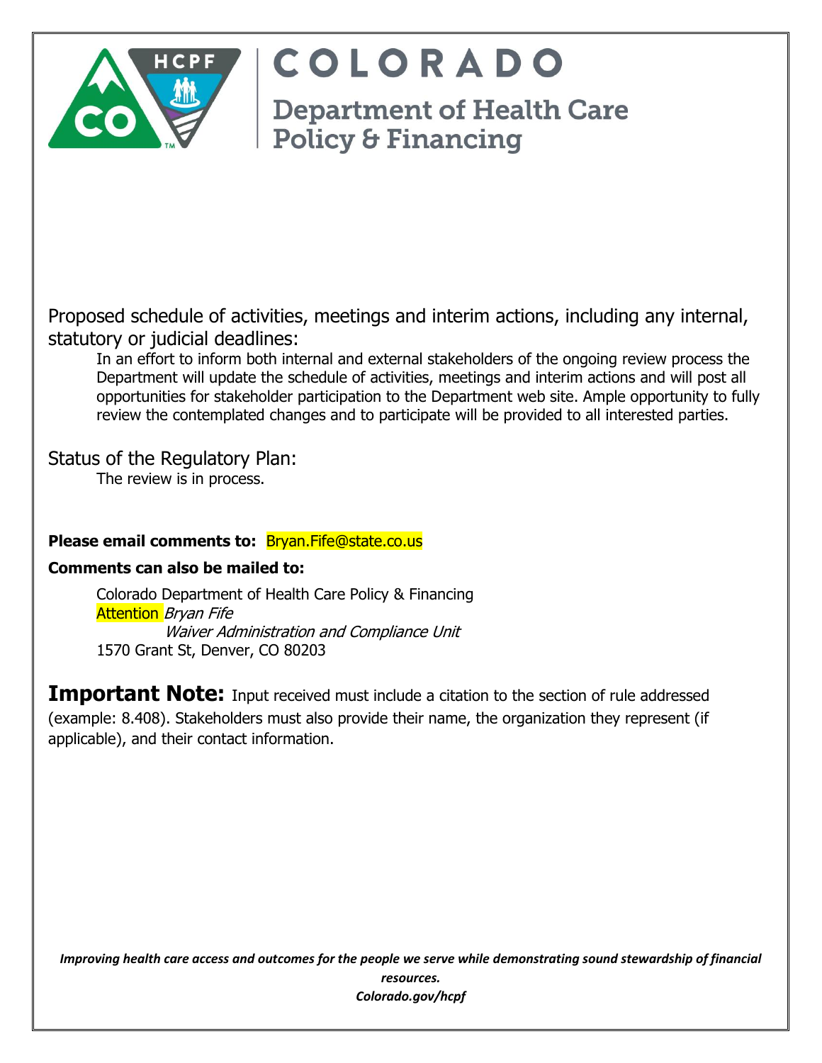# COLORADO

## Department of Health Care Policy & Financing

Proposed schedule of activities, meetings and interim actions, including any internal, statutory or judicial deadlines:

In an effort to inform both internal and external stakeholders of the ongoing review process the Department will update the schedule of activities, meetings and interim actions and will post all opportunities for stakeholder participation to the Department web site. Ample opportunity to fully review the contemplated changes and to participate will be provided to all interested parties.

Status of the Regulatory Plan:

The review is in process.

**Please email comments to:** Bryan.Fife@state.co.us

**Comments can also be mailed to:**

Colorado Department of Health Care Policy & Financing
Attention *Bryan Fife*
*Waiver Administration and Compliance Unit*
1570 Grant St, Denver, CO 80203

**Important Note:** Input received must include a citation to the section of rule addressed (example: 8.408). Stakeholders must also provide their name, the organization they represent (if applicable), and their contact information.

***Improving health care access and outcomes for the people we serve while demonstrating sound stewardship of financial resources.***
***Colorado.gov/hcpf***